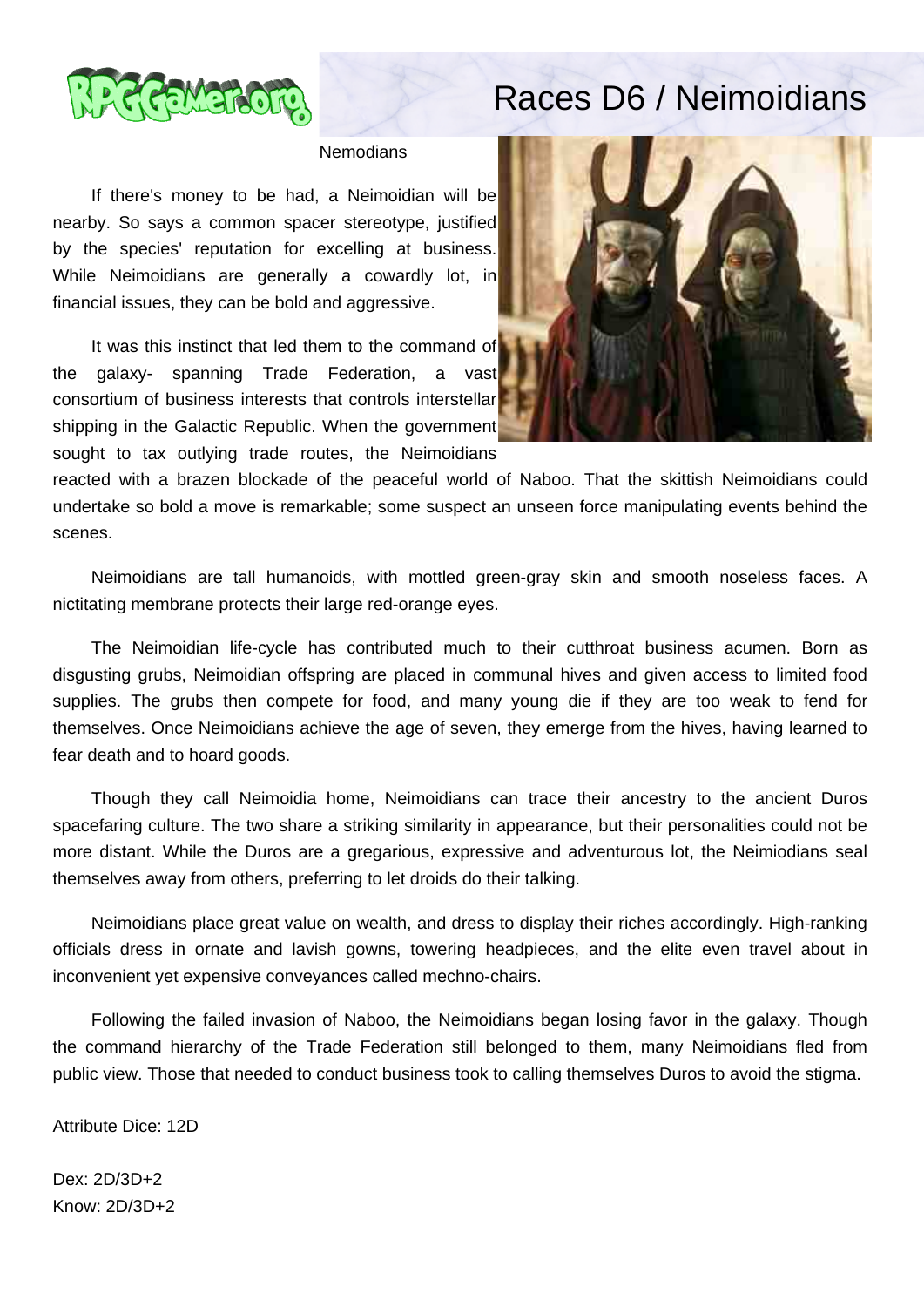# Races D6 / Neimoidians

Nemodians

If there's money to be had, a Neimoidian will be nearby. So says a common spacer stereotype, justified by the species' reputation for excelling at business. While Neimoidians are generally a cowardly lot, in financial issues, they can be bold and aggressive.

It was this instinct that led them to the command of the galaxy- spanning Trade Federation, a vast consortium of business interests that controls interstellar shipping in the Galactic Republic. When the government sought to tax outlying trade routes, the Neimoidians reacted with a brazen blockade of the peaceful world of Naboo. That the skittish Neimoidians could undertake so bold a move is remarkable; some suspect an unseen force manipulating events behind the scenes.

Neimoidians are tall humanoids, with mottled green-gray skin and smooth noseless faces. A nictitating membrane protects their large red-orange eyes.

The Neimoidian life-cycle has contributed much to their cutthroat business acumen. Born as disgusting grubs, Neimoidian offspring are placed in communal hives and given access to limited food supplies. The grubs then compete for food, and many young die if they are too weak to fend for themselves. Once Neimoidians achieve the age of seven, they emerge from the hives, having learned to fear death and to hoard goods.

Though they call Neimoidia home, Neimoidians can trace their ancestry to the ancient Duros spacefaring culture. The two share a striking similarity in appearance, but their personalities could not be more distant. While the Duros are a gregarious, expressive and adventurous lot, the Neimiodians seal themselves away from others, preferring to let droids do their talking.

Neimoidians place great value on wealth, and dress to display their riches accordingly. High-ranking officials dress in ornate and lavish gowns, towering headpieces, and the elite even travel about in inconvenient yet expensive conveyances called mechno-chairs.

Following the failed invasion of Naboo, the Neimoidians began losing favor in the galaxy. Though the command hierarchy of the Trade Federation still belonged to them, many Neimoidians fled from public view. Those that needed to conduct business took to calling themselves Duros to avoid the stigma.

Attribute Dice: 12D

Dex: 2D/3D+2
Know: 2D/3D+2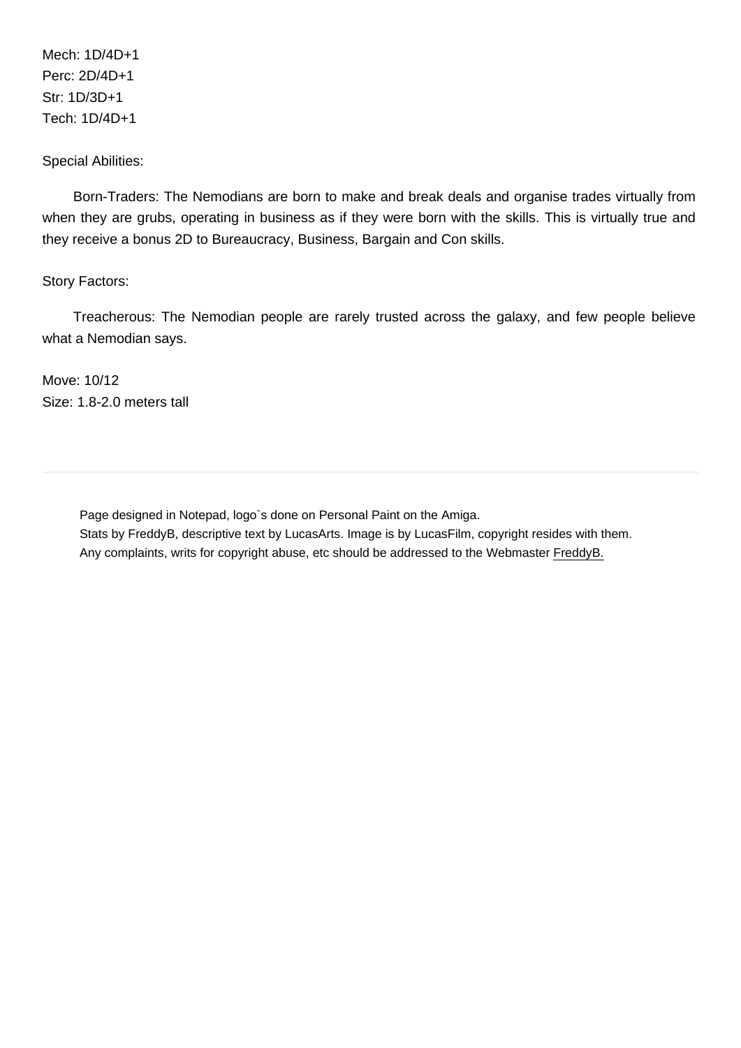Mech: 1D/4D+1
Perc: 2D/4D+1
Str: 1D/3D+1
Tech: 1D/4D+1

Special Abilities:

Born-Traders: The Nemodians are born to make and break deals and organise trades virtually from when they are grubs, operating in business as if they were born with the skills. This is virtually true and they receive a bonus 2D to Bureaucracy, Business, Bargain and Con skills.

Story Factors:

Treacherous: The Nemodian people are rarely trusted across the galaxy, and few people believe what a Nemodian says.

Move: 10/12
Size: 1.8-2.0 meters tall

---

Page designed in Notepad, logo`s done on Personal Paint on the Amiga.
Stats by FreddyB, descriptive text by LucasArts. Image is by LucasFilm, copyright resides with them.
Any complaints, writs for copyright abuse, etc should be addressed to the Webmaster FreddyB.